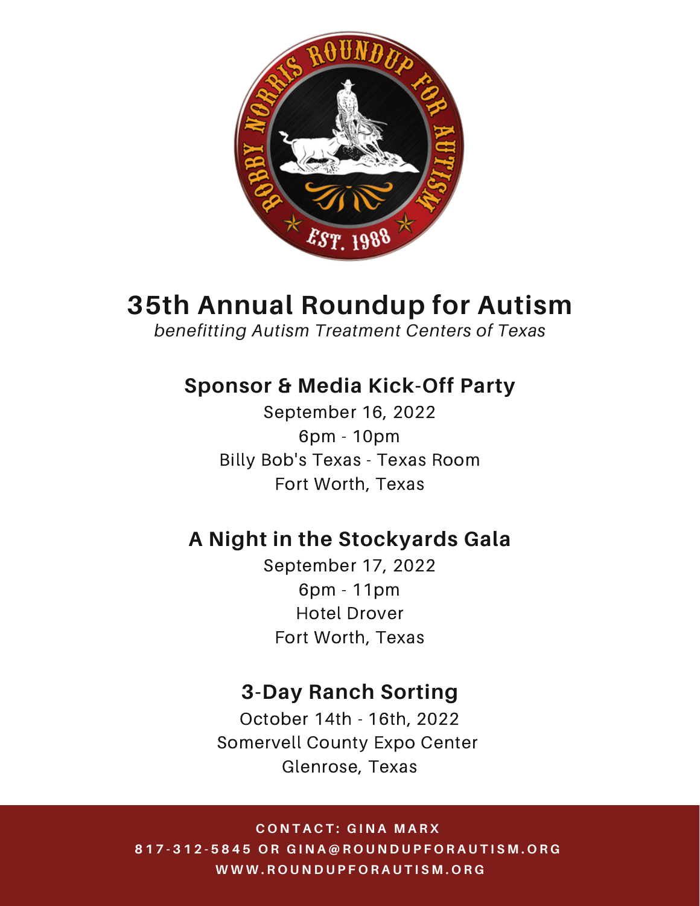# 35th Annual Roundup for Autism

*benefitting Autism Treatment Centers of Texas*

## Sponsor & Media Kick-Off Party

September 16, 2022
6pm - 10pm
Billy Bob's Texas - Texas Room
Fort Worth, Texas

## A Night in the Stockyards Gala

September 17, 2022
6pm - 11pm
Hotel Drover
Fort Worth, Texas

## 3-Day Ranch Sorting

October 14th - 16th, 2022
Somervell County Expo Center
Glenrose, Texas

**CONTACT: GINA MARX**
**817-312-5845 OR GINA@ROUNDUPFORAUTISM.ORG**
**WWW.ROUNDUPFORAUTISM.ORG**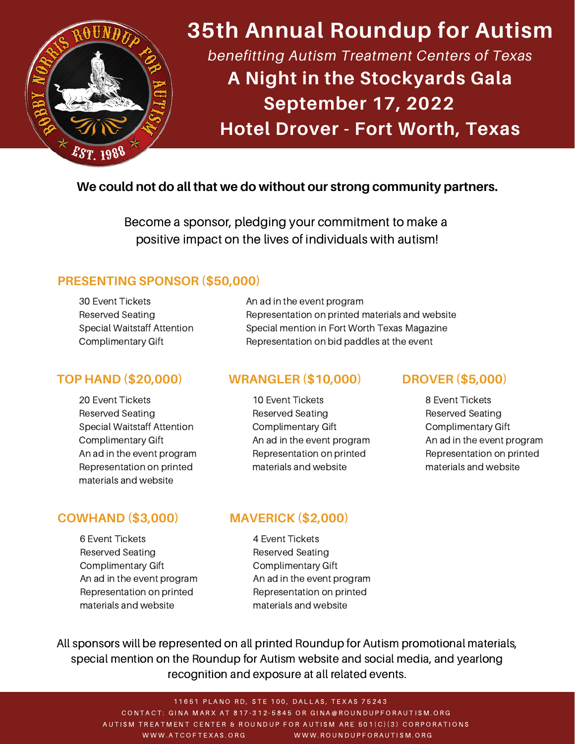# 35th Annual Roundup for Autism

*benefitting Autism Treatment Centers of Texas*

## A Night in the Stockyards Gala

## September 17, 2022

## Hotel Drover - Fort Worth, Texas

**We could not do all that we do without our strong community partners.**

Become a sponsor, pledging your commitment to make a positive impact on the lives of individuals with autism!

### PRESENTING SPONSOR ($50,000)

- 30 Event Tickets
- Reserved Seating
- Special Waitstaff Attention
- Complimentary Gift
- An ad in the event program
- Representation on printed materials and website
- Special mention in Fort Worth Texas Magazine
- Representation on bid paddles at the event

### TOP HAND ($20,000)

- 20 Event Tickets
- Reserved Seating
- Special Waitstaff Attention
- Complimentary Gift
- An ad in the event program
- Representation on printed materials and website

### WRANGLER ($10,000)

- 10 Event Tickets
- Reserved Seating
- Complimentary Gift
- An ad in the event program
- Representation on printed materials and website

### DROVER ($5,000)

- 8 Event Tickets
- Reserved Seating
- Complimentary Gift
- An ad in the event program
- Representation on printed materials and website

### COWHAND ($3,000)

- 6 Event Tickets
- Reserved Seating
- Complimentary Gift
- An ad in the event program
- Representation on printed materials and website

### MAVERICK ($2,000)

- 4 Event Tickets
- Reserved Seating
- Complimentary Gift
- An ad in the event program
- Representation on printed materials and website

All sponsors will be represented on all printed Roundup for Autism promotional materials, special mention on the Roundup for Autism website and social media, and yearlong recognition and exposure at all related events.

11651 PLANO RD, STE 100, DALLAS, TEXAS 75243

CONTACT: GINA MARX AT 817-312-5845 OR GINA@ROUNDUPFORAUTISM.ORG

AUTISM TREATMENT CENTER & ROUNDUP FOR AUTISM ARE 501(C)(3) CORPORATIONS

WWW.ATCOFTEXAS.ORG WWW.ROUNDUPFORAUTISM.ORG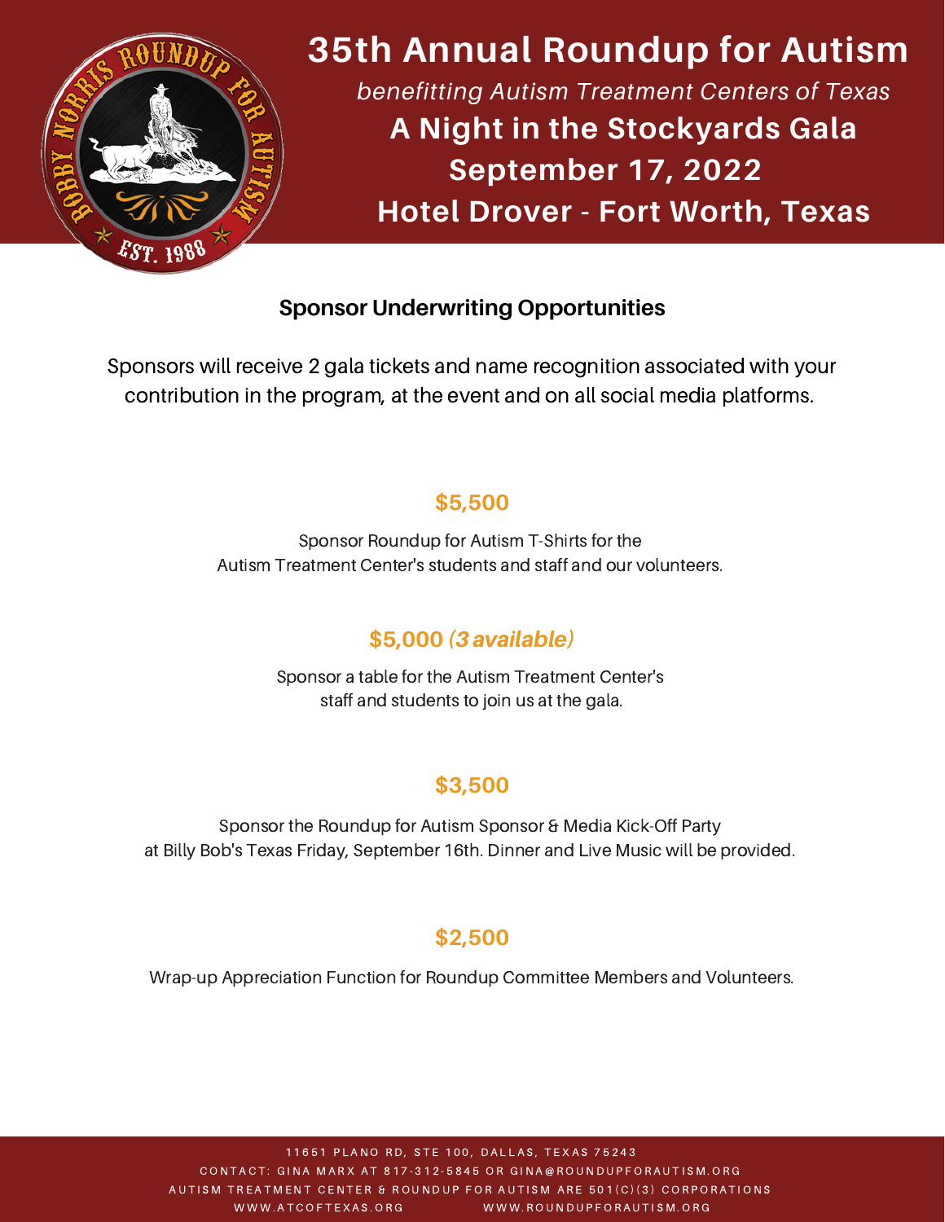# 35th Annual Roundup for Autism

*benefitting Autism Treatment Centers of Texas*

## A Night in the Stockyards Gala

## September 17, 2022

## Hotel Drover - Fort Worth, Texas

### Sponsor Underwriting Opportunities

Sponsors will receive 2 gala tickets and name recognition associated with your contribution in the program, at the event and on all social media platforms.

**$5,500**

Sponsor Roundup for Autism T-Shirts for the Autism Treatment Center's students and staff and our volunteers.

**$5,000 *(3 available)***

Sponsor a table for the Autism Treatment Center's staff and students to join us at the gala.

**$3,500**

Sponsor the Roundup for Autism Sponsor & Media Kick-Off Party at Billy Bob's Texas Friday, September 16th. Dinner and Live Music will be provided.

**$2,500**

Wrap-up Appreciation Function for Roundup Committee Members and Volunteers.

11651 PLANO RD, STE 100, DALLAS, TEXAS 75243

CONTACT: GINA MARX AT 817-312-5845 OR GINA@ROUNDUPFORAUTISM.ORG

AUTISM TREATMENT CENTER & ROUNDUP FOR AUTISM ARE 501(C)(3) CORPORATIONS

WWW.ATCOFTEXAS.ORG WWW.ROUNDUPFORAUTISM.ORG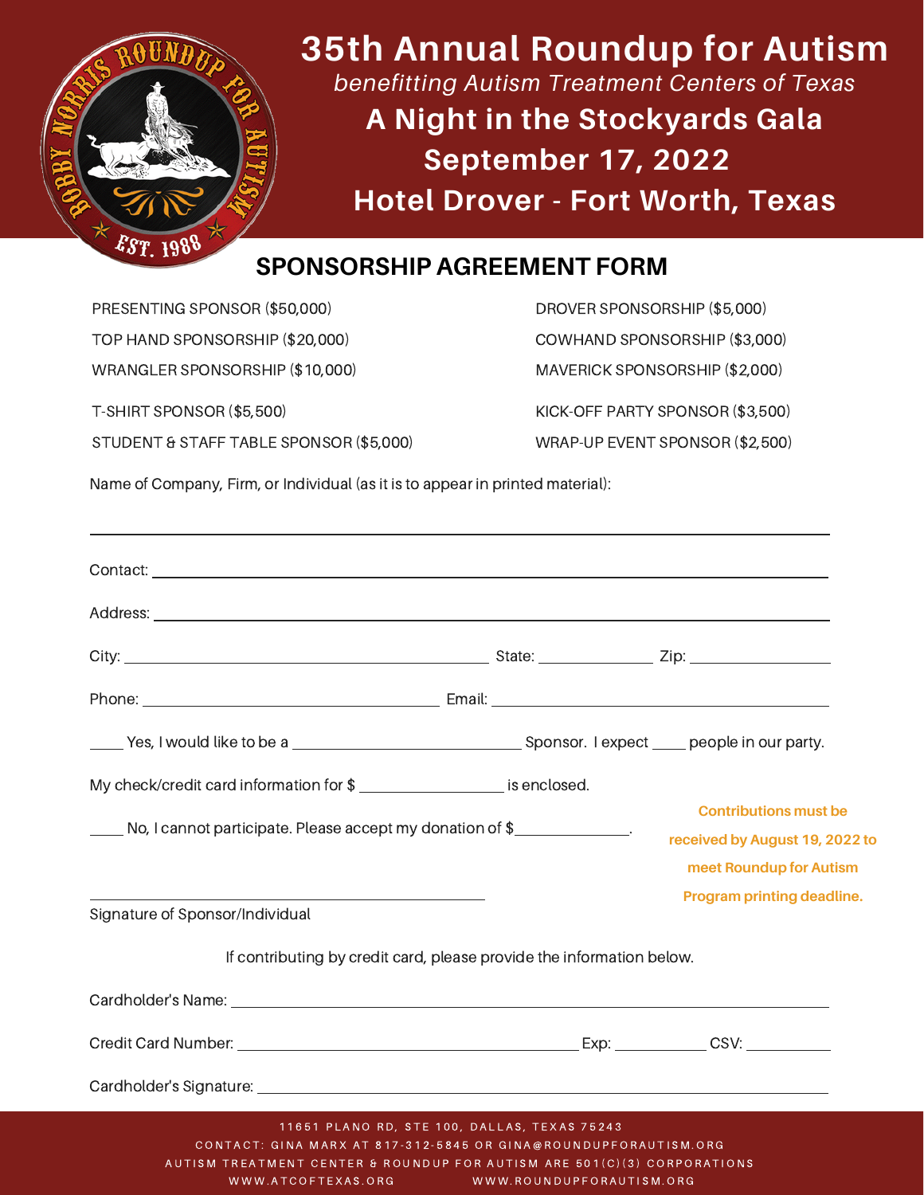# 35th Annual Roundup for Autism

*benefitting Autism Treatment Centers of Texas*

## A Night in the Stockyards Gala

## September 17, 2022

## Hotel Drover - Fort Worth, Texas

## SPONSORSHIP AGREEMENT FORM

PRESENTING SPONSOR ($50,000)

TOP HAND SPONSORSHIP ($20,000)

WRANGLER SPONSORSHIP ($10,000)

T-SHIRT SPONSOR ($5,500)

STUDENT & STAFF TABLE SPONSOR ($5,000)

DROVER SPONSORSHIP ($5,000)

COWHAND SPONSORSHIP ($3,000)

MAVERICK SPONSORSHIP ($2,000)

KICK-OFF PARTY SPONSOR ($3,500)

WRAP-UP EVENT SPONSOR ($2,500)

Name of Company, Firm, or Individual (as it is to appear in printed material):

______________________________________________________________

Contact: ______________________________________________________

Address: ______________________________________________________

City: ______________________ State: ____________ Zip: ______________

Phone: ______________________ Email: ____________________________

____ Yes, I would like to be a ______________________ Sponsor. I expect ____ people in our party.

My check/credit card information for $ ______________ is enclosed.

____ No, I cannot participate. Please accept my donation of $____________.

**Contributions must be received by August 19, 2022 to meet Roundup for Autism Program printing deadline.**

______________________________________

Signature of Sponsor/Individual

If contributing by credit card, please provide the information below.

Cardholder's Name: ______________________________________________

Credit Card Number: ______________________ Exp: __________ CSV: __________

Cardholder's Signature: ____________________________________________

11651 PLANO RD, STE 100, DALLAS, TEXAS 75243

CONTACT: GINA MARX AT 817-312-5845 OR GINA@ROUNDUPFORAUTISM.ORG

AUTISM TREATMENT CENTER & ROUNDUP FOR AUTISM ARE 501(C)(3) CORPORATIONS

WWW.ATCOFTEXAS.ORG WWW.ROUNDUPFORAUTISM.ORG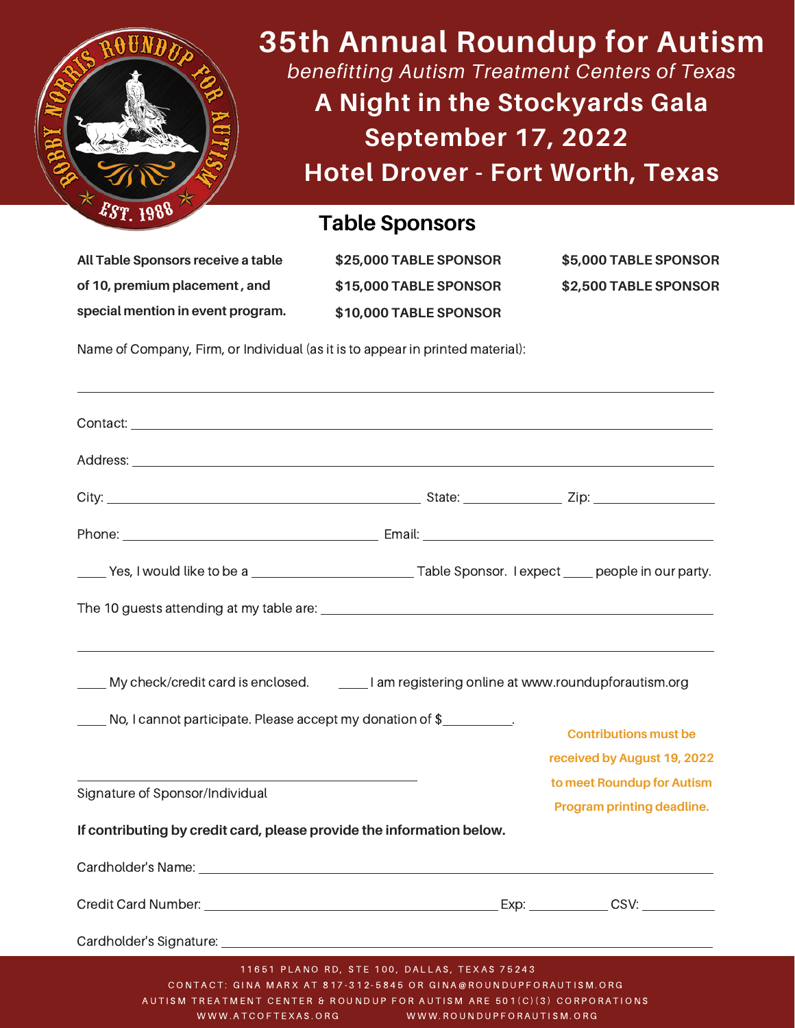# 35th Annual Roundup for Autism

*benefitting Autism Treatment Centers of Texas*

## A Night in the Stockyards Gala

## September 17, 2022

## Hotel Drover - Fort Worth, Texas

## Table Sponsors

**All Table Sponsors receive a table of 10, premium placement, and special mention in event program.**

**$25,000 TABLE SPONSOR**
**$15,000 TABLE SPONSOR**
**$10,000 TABLE SPONSOR**
**$5,000 TABLE SPONSOR**
**$2,500 TABLE SPONSOR**

Name of Company, Firm, or Individual (as it is to appear in printed material):

______________________________________________________________________

Contact: ______________________________________________________________

Address: ______________________________________________________________

City: ______________________________ State: ____________ Zip: ______________

Phone: ___________________________ Email: _____________________________

____ Yes, I would like to be a ____________________ Table Sponsor. I expect ____ people in our party.

The 10 guests attending at my table are: ________________________________________

______________________________________________________________________

____ My check/credit card is enclosed. ____ I am registering online at www.roundupforautism.org

____ No, I cannot participate. Please accept my donation of $__________.

**Contributions must be received by August 19, 2022 to meet Roundup for Autism Program printing deadline.**

________________________________________

Signature of Sponsor/Individual

**If contributing by credit card, please provide the information below.**

Cardholder's Name: ____________________________________________________

Credit Card Number: ______________________________ Exp: __________ CSV: __________

Cardholder's Signature: _________________________________________________

11651 PLANO RD, STE 100, DALLAS, TEXAS 75243

CONTACT: GINA MARX AT 817-312-5845 OR GINA@ROUNDUPFORAUTISM.ORG

AUTISM TREATMENT CENTER & ROUNDUP FOR AUTISM ARE 501(C)(3) CORPORATIONS

WWW.ATCOFTEXAS.ORG WWW.ROUNDUPFORAUTISM.ORG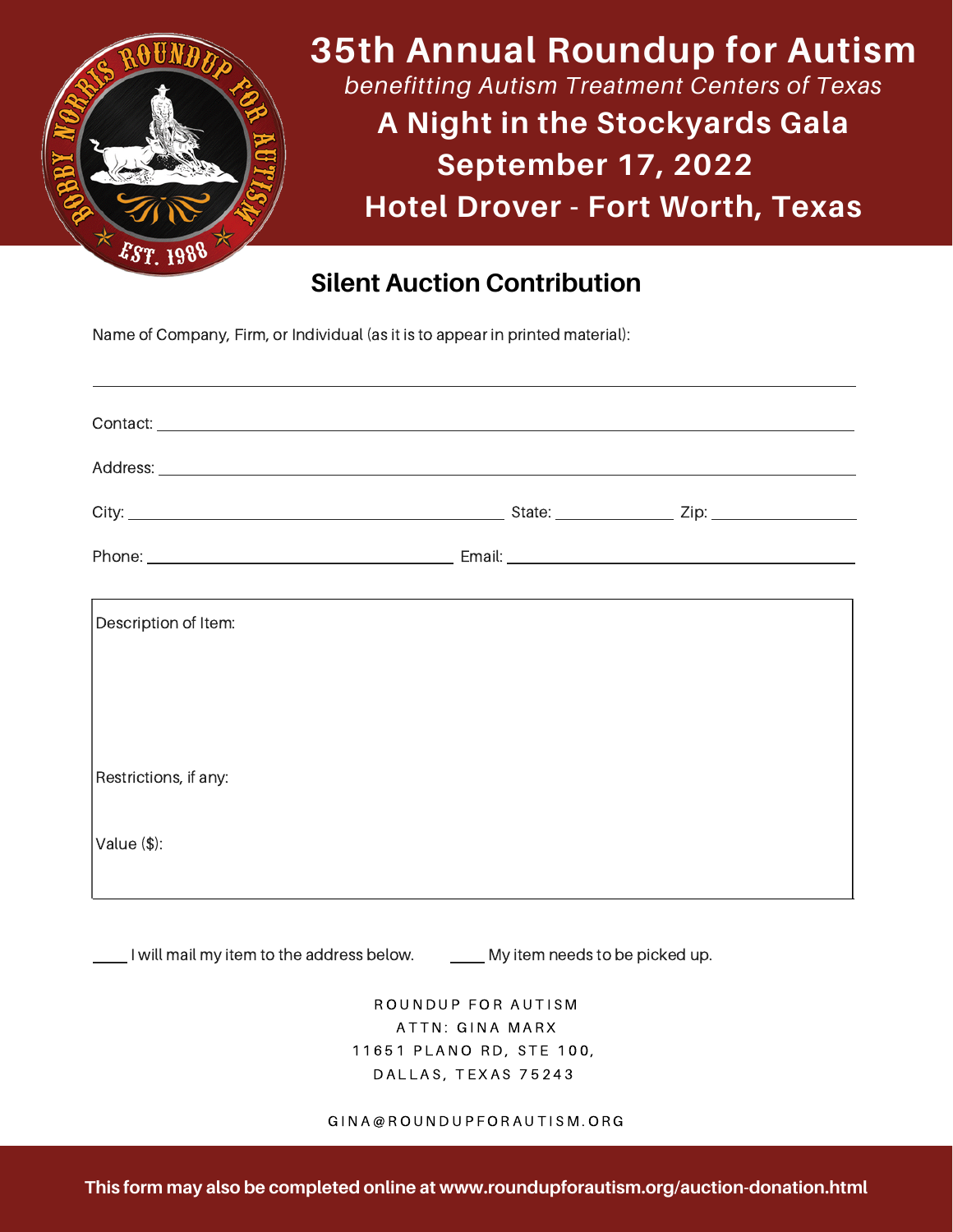# 35th Annual Roundup for Autism

*benefitting Autism Treatment Centers of Texas*

## A Night in the Stockyards Gala

## September 17, 2022

## Hotel Drover - Fort Worth, Texas

## Silent Auction Contribution

Name of Company, Firm, or Individual (as it is to appear in printed material):

______________________________________________________________

Contact: ______________________________________________________

Address: ______________________________________________________

City: ______________________ State: __________ Zip: ____________

Phone: ______________________ Email: __________________________

| Description of Item: |
|---|
| Restrictions, if any: |
| Value ($): |

____ I will mail my item to the address below. ____ My item needs to be picked up.

ROUNDUP FOR AUTISM
ATTN: GINA MARX
11651 PLANO RD, STE 100,
DALLAS, TEXAS 75243

GINA@ROUNDUPFORAUTISM.ORG

**This form may also be completed online at www.roundupforautism.org/auction-donation.html**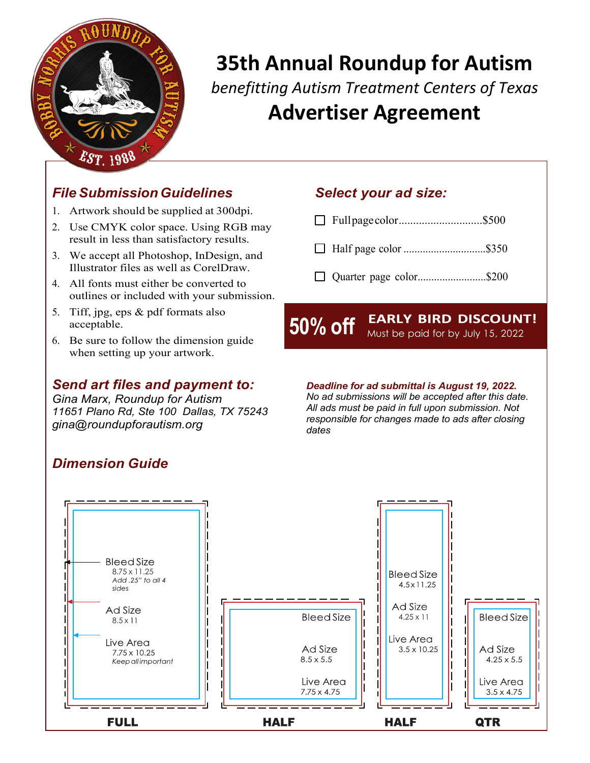# 35th Annual Roundup for Autism

*benefitting Autism Treatment Centers of Texas*

## Advertiser Agreement

### File Submission Guidelines

1. Artwork should be supplied at 300dpi.
2. Use CMYK color space. Using RGB may result in less than satisfactory results.
3. We accept all Photoshop, InDesign, and Illustrator files as well as CorelDraw.
4. All fonts must either be converted to outlines or included with your submission.
5. Tiff, jpg, eps & pdf formats also acceptable.
6. Be sure to follow the dimension guide when setting up your artwork.

### Select your ad size:

- ☐ Full page color............................$500
- ☐ Half page color ............................$350
- ☐ Quarter page color.........................$200

**50% off EARLY BIRD DISCOUNT!** Must be paid for by July 15, 2022

### Send art files and payment to:

*Gina Marx, Roundup for Autism*
*11651 Plano Rd, Ste 100 Dallas, TX 75243*
*gina@roundupforautism.org*

***Deadline for ad submittal is August 19, 2022.***
*No ad submissions will be accepted after this date. All ads must be paid in full upon submission. Not responsible for changes made to ads after closing dates*

### Dimension Guide

**FULL**
Bleed Size 8.75 x 11.25 *Add .25" to all 4 sides*
Ad Size 8.5 x 11
Live Area 7.75 x 10.25 *Keep all important*

**HALF**
Bleed Size
Ad Size 8.5 x 5.5
Live Area 7.75 x 4.75

**HALF**
Bleed Size 4.5 x 11.25
Ad Size 4.25 x 11
Live Area 3.5 x 10.25

**QTR**
Bleed Size
Ad Size 4.25 x 5.5
Live Area 3.5 x 4.75